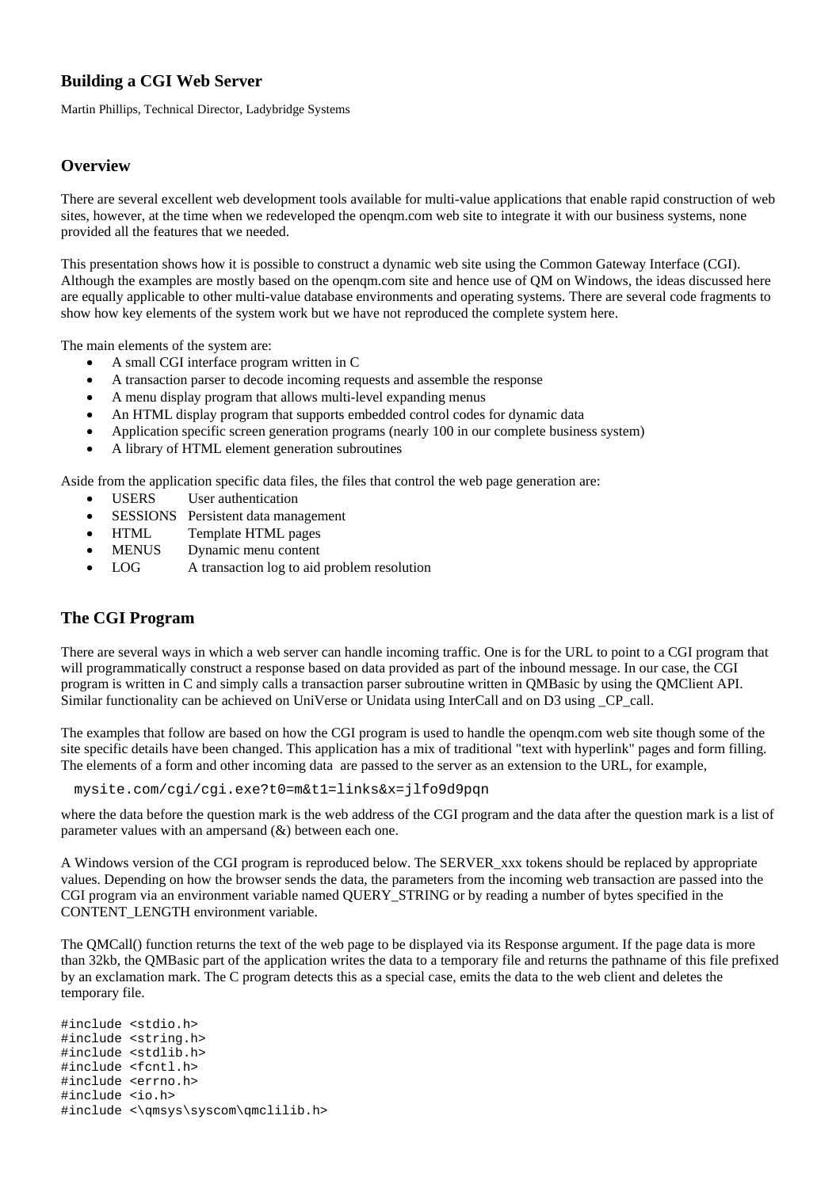# Building a CGI Web Server

Martin Phillips, Technical Director, Ladybridge Systems

## Overview

There are several excellent web development tools available for multi-value applications that enable rapid construction of web sites, however, at the time when we redeveloped the openqm.com web site to integrate it with our business systems, none provided all the features that we needed.

This presentation shows how it is possible to construct a dynamic web site using the Common Gateway Interface (CGI). Although the examples are mostly based on the openqm.com site and hence use of QM on Windows, the ideas discussed here are equally applicable to other multi-value database environments and operating systems. There are several code fragments to show how key elements of the system work but we have not reproduced the complete system here.

The main elements of the system are:

- A small CGI interface program written in C
- A transaction parser to decode incoming requests and assemble the response
- A menu display program that allows multi-level expanding menus
- An HTML display program that supports embedded control codes for dynamic data
- Application specific screen generation programs (nearly 100 in our complete business system)
- A library of HTML element generation subroutines

Aside from the application specific data files, the files that control the web page generation are:

- USERS User authentication
- SESSIONS Persistent data management
- HTML Template HTML pages
- MENUS Dynamic menu content
- LOG A transaction log to aid problem resolution

## The CGI Program

There are several ways in which a web server can handle incoming traffic. One is for the URL to point to a CGI program that will programmatically construct a response based on data provided as part of the inbound message. In our case, the CGI program is written in C and simply calls a transaction parser subroutine written in QMBasic by using the QMClient API. Similar functionality can be achieved on UniVerse or Unidata using InterCall and on D3 using _CP_call.

The examples that follow are based on how the CGI program is used to handle the openqm.com web site though some of the site specific details have been changed. This application has a mix of traditional "text with hyperlink" pages and form filling. The elements of a form and other incoming data are passed to the server as an extension to the URL, for example,

```
mysite.com/cgi/cgi.exe?t0=m&t1=links&x=jlfo9d9pqn
```

where the data before the question mark is the web address of the CGI program and the data after the question mark is a list of parameter values with an ampersand (&) between each one.

A Windows version of the CGI program is reproduced below. The SERVER_xxx tokens should be replaced by appropriate values. Depending on how the browser sends the data, the parameters from the incoming web transaction are passed into the CGI program via an environment variable named QUERY_STRING or by reading a number of bytes specified in the CONTENT_LENGTH environment variable.

The QMCall() function returns the text of the web page to be displayed via its Response argument. If the page data is more than 32kb, the QMBasic part of the application writes the data to a temporary file and returns the pathname of this file prefixed by an exclamation mark. The C program detects this as a special case, emits the data to the web client and deletes the temporary file.

```
#include <stdio.h>
#include <string.h>
#include <stdlib.h>
#include <fcntl.h>
#include <errno.h>
#include <io.h>
#include <\qmsys\syscom\qmclilib.h>
```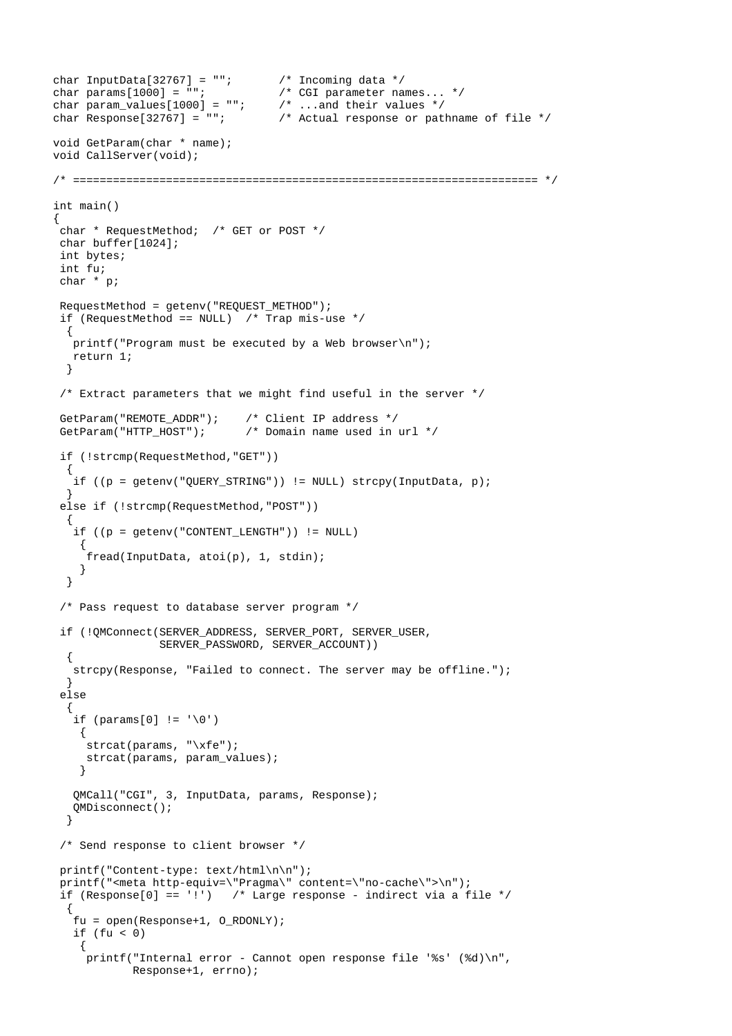```
char InputData[32767] = "";       /* Incoming data */
char params[1000] = "";           /* CGI parameter names... */
char param_values[1000] = "";     /* ...and their values */
char Response[32767] = "";        /* Actual response or pathname of file */

void GetParam(char * name);
void CallServer(void);

/* ==================================================================== */

int main()
{
 char * RequestMethod;  /* GET or POST */
 char buffer[1024];
 int bytes;
 int fu;
 char * p;

 RequestMethod = getenv("REQUEST_METHOD");
 if (RequestMethod == NULL)  /* Trap mis-use */
  {
   printf("Program must be executed by a Web browser\n");
   return 1;
  }

 /* Extract parameters that we might find useful in the server */

 GetParam("REMOTE_ADDR");    /* Client IP address */
 GetParam("HTTP_HOST");      /* Domain name used in url */

 if (!strcmp(RequestMethod,"GET"))
  {
   if ((p = getenv("QUERY_STRING")) != NULL) strcpy(InputData, p);
  }
 else if (!strcmp(RequestMethod,"POST"))
  {
   if ((p = getenv("CONTENT_LENGTH")) != NULL)
    {
     fread(InputData, atoi(p), 1, stdin);
    }
  }

 /* Pass request to database server program */

 if (!QMConnect(SERVER_ADDRESS, SERVER_PORT, SERVER_USER,
                SERVER_PASSWORD, SERVER_ACCOUNT))
  {
   strcpy(Response, "Failed to connect. The server may be offline.");
  }
 else
  {
   if (params[0] != '\0')
    {
     strcat(params, "\xfe");
     strcat(params, param_values);
    }

   QMCall("CGI", 3, InputData, params, Response);
   QMDisconnect();
  }

 /* Send response to client browser */

 printf("Content-type: text/html\n\n");
 printf("<meta http-equiv=\"Pragma\" content=\"no-cache\">\n");
 if (Response[0] == '!')   /* Large response - indirect via a file */
  {
   fu = open(Response+1, O_RDONLY);
   if (fu < 0)
    {
     printf("Internal error - Cannot open response file '%s' (%d)\n",
            Response+1, errno);
```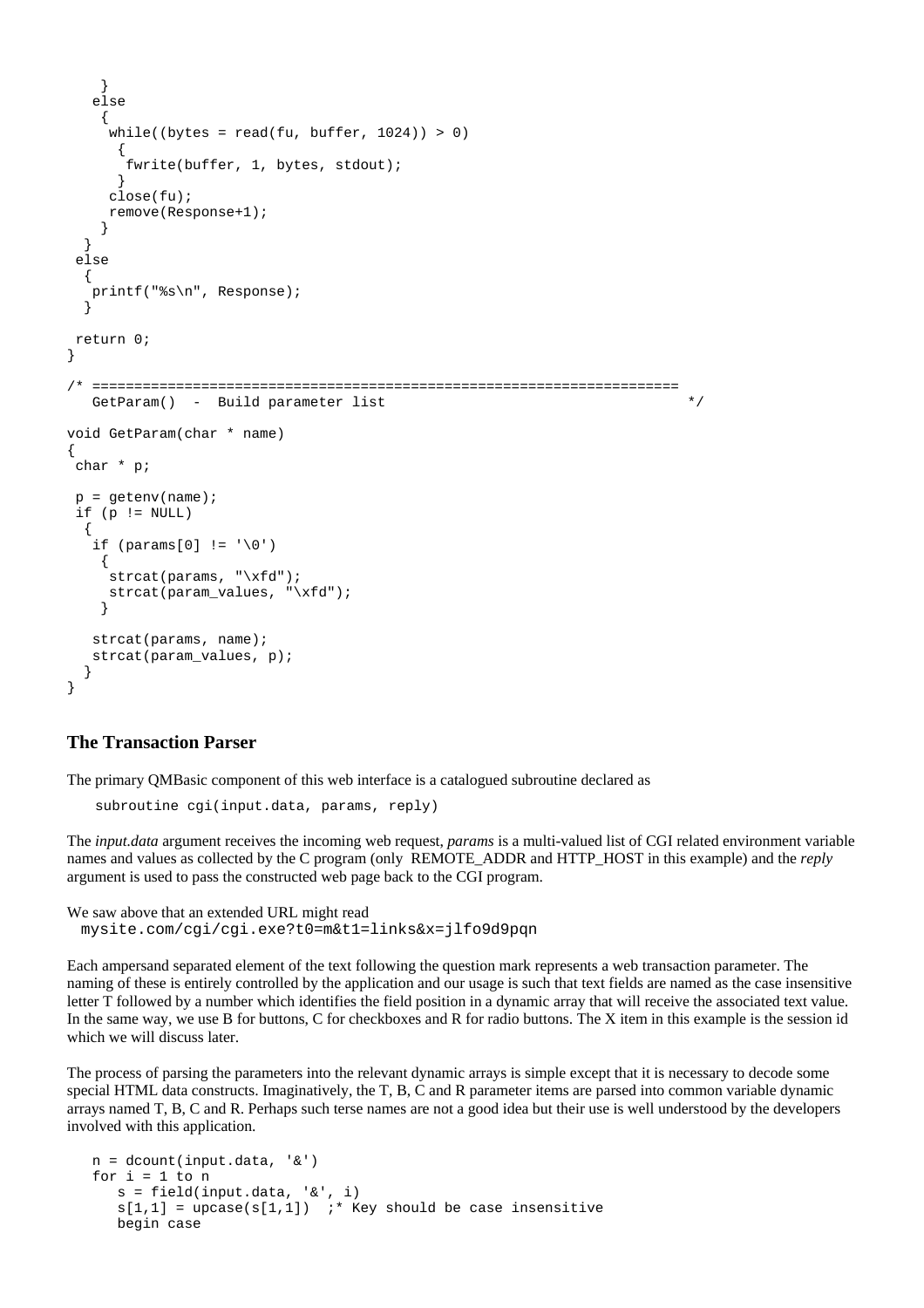```
    }
   else
    {
     while((bytes = read(fu, buffer, 1024)) > 0)
      {
       fwrite(buffer, 1, bytes, stdout);
      }
     close(fu);
     remove(Response+1);
    }
  }
 else
  {
   printf("%s\n", Response);
  }

 return 0;
}

/* ======================================================================
   GetParam()  -  Build parameter list                                   */

void GetParam(char * name)
{
 char * p;

 p = getenv(name);
 if (p != NULL)
  {
   if (params[0] != '\0')
    {
     strcat(params, "\xfd");
     strcat(param_values, "\xfd");
    }

   strcat(params, name);
   strcat(param_values, p);
  }
}
```

### The Transaction Parser

The primary QMBasic component of this web interface is a catalogued subroutine declared as

```
subroutine cgi(input.data, params, reply)
```

The *input.data* argument receives the incoming web request, *params* is a multi-valued list of CGI related environment variable names and values as collected by the C program (only REMOTE_ADDR and HTTP_HOST in this example) and the *reply* argument is used to pass the constructed web page back to the CGI program.

We saw above that an extended URL might read

```
mysite.com/cgi/cgi.exe?t0=m&t1=links&x=jlfo9d9pqn
```

Each ampersand separated element of the text following the question mark represents a web transaction parameter. The naming of these is entirely controlled by the application and our usage is such that text fields are named as the case insensitive letter T followed by a number which identifies the field position in a dynamic array that will receive the associated text value. In the same way, we use B for buttons, C for checkboxes and R for radio buttons. The X item in this example is the session id which we will discuss later.

The process of parsing the parameters into the relevant dynamic arrays is simple except that it is necessary to decode some special HTML data constructs. Imaginatively, the T, B, C and R parameter items are parsed into common variable dynamic arrays named T, B, C and R. Perhaps such terse names are not a good idea but their use is well understood by the developers involved with this application.

```
n = dcount(input.data, '&')
for i = 1 to n
   s = field(input.data, '&', i)
   s[1,1] = upcase(s[1,1])  ;* Key should be case insensitive
   begin case
```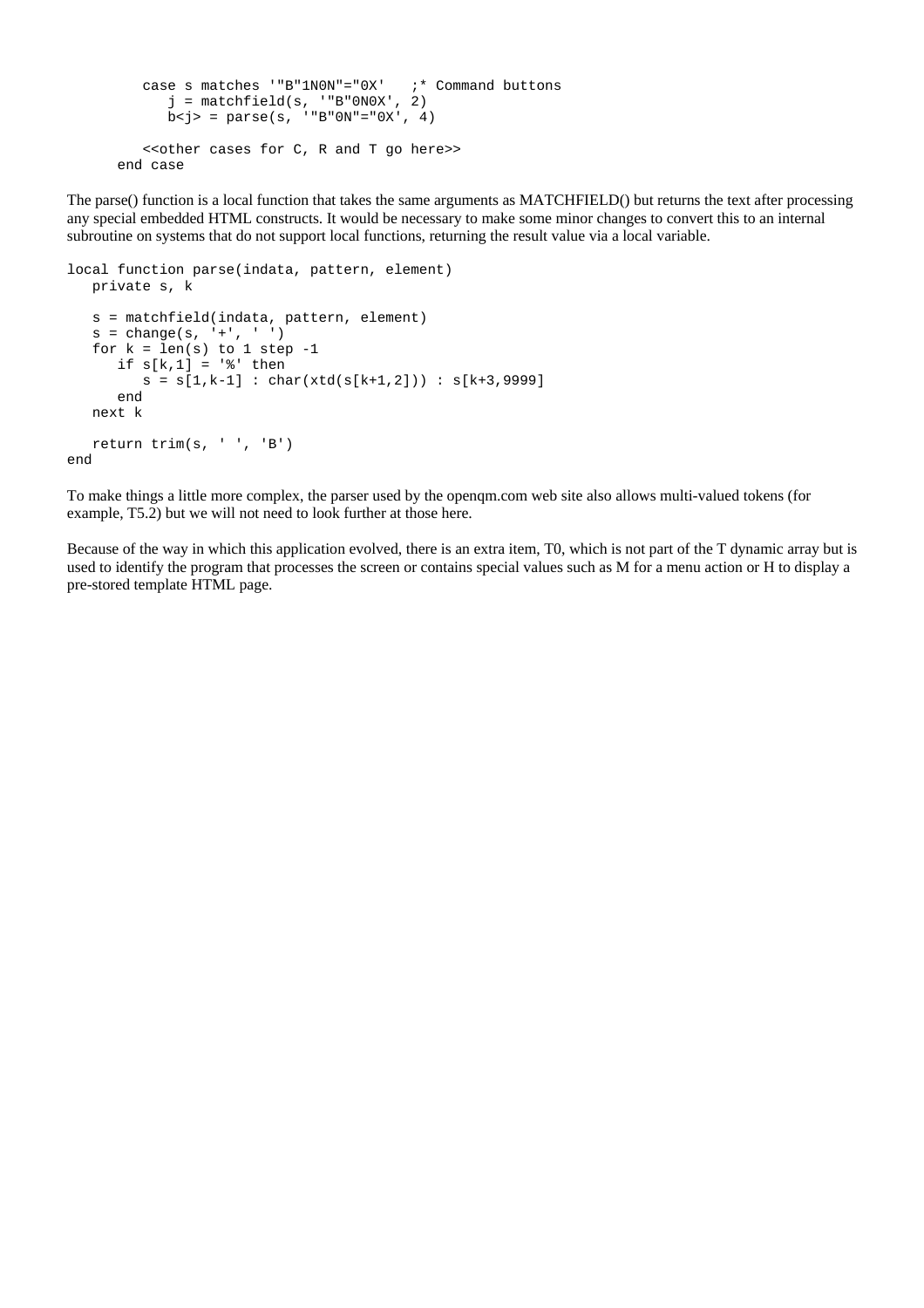```
      case s matches '"B"1N0N"="0X'   ;* Command buttons
         j = matchfield(s, '"B"0N0X', 2)
         b<j> = parse(s, '"B"0N"="0X', 4)

      <<other cases for C, R and T go here>>
   end case
```

The parse() function is a local function that takes the same arguments as MATCHFIELD() but returns the text after processing any special embedded HTML constructs. It would be necessary to make some minor changes to convert this to an internal subroutine on systems that do not support local functions, returning the result value via a local variable.

```
local function parse(indata, pattern, element)
   private s, k

   s = matchfield(indata, pattern, element)
   s = change(s, '+', ' ')
   for k = len(s) to 1 step -1
      if s[k,1] = '%' then
         s = s[1,k-1] : char(xtd(s[k+1,2])) : s[k+3,9999]
      end
   next k

   return trim(s, ' ', 'B')
end
```

To make things a little more complex, the parser used by the openqm.com web site also allows multi-valued tokens (for example, T5.2) but we will not need to look further at those here.

Because of the way in which this application evolved, there is an extra item, T0, which is not part of the T dynamic array but is used to identify the program that processes the screen or contains special values such as M for a menu action or H to display a pre-stored template HTML page.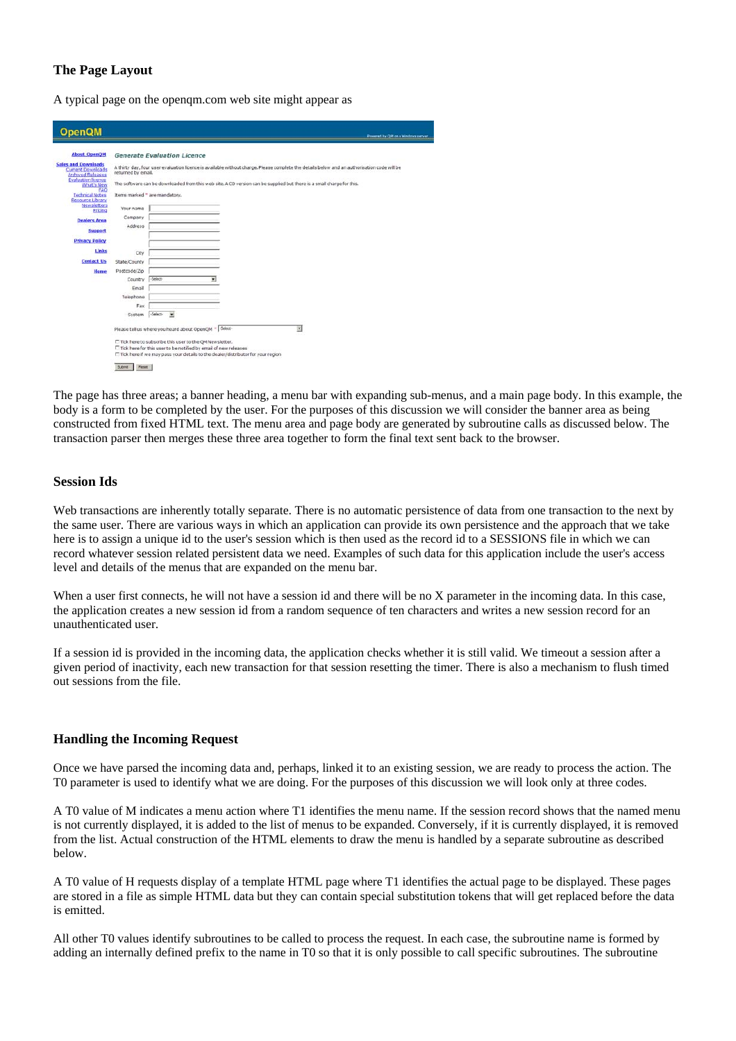### The Page Layout

A typical page on the openqm.com web site might appear as

The page has three areas; a banner heading, a menu bar with expanding sub-menus, and a main page body. In this example, the body is a form to be completed by the user. For the purposes of this discussion we will consider the banner area as being constructed from fixed HTML text. The menu area and page body are generated by subroutine calls as discussed below. The transaction parser then merges these three area together to form the final text sent back to the browser.

### Session Ids

Web transactions are inherently totally separate. There is no automatic persistence of data from one transaction to the next by the same user. There are various ways in which an application can provide its own persistence and the approach that we take here is to assign a unique id to the user's session which is then used as the record id to a SESSIONS file in which we can record whatever session related persistent data we need. Examples of such data for this application include the user's access level and details of the menus that are expanded on the menu bar.

When a user first connects, he will not have a session id and there will be no X parameter in the incoming data. In this case, the application creates a new session id from a random sequence of ten characters and writes a new session record for an unauthenticated user.

If a session id is provided in the incoming data, the application checks whether it is still valid. We timeout a session after a given period of inactivity, each new transaction for that session resetting the timer. There is also a mechanism to flush timed out sessions from the file.

### Handling the Incoming Request

Once we have parsed the incoming data and, perhaps, linked it to an existing session, we are ready to process the action. The T0 parameter is used to identify what we are doing. For the purposes of this discussion we will look only at three codes.

A T0 value of M indicates a menu action where T1 identifies the menu name. If the session record shows that the named menu is not currently displayed, it is added to the list of menus to be expanded. Conversely, if it is currently displayed, it is removed from the list. Actual construction of the HTML elements to draw the menu is handled by a separate subroutine as described below.

A T0 value of H requests display of a template HTML page where T1 identifies the actual page to be displayed. These pages are stored in a file as simple HTML data but they can contain special substitution tokens that will get replaced before the data is emitted.

All other T0 values identify subroutines to be called to process the request. In each case, the subroutine name is formed by adding an internally defined prefix to the name in T0 so that it is only possible to call specific subroutines. The subroutine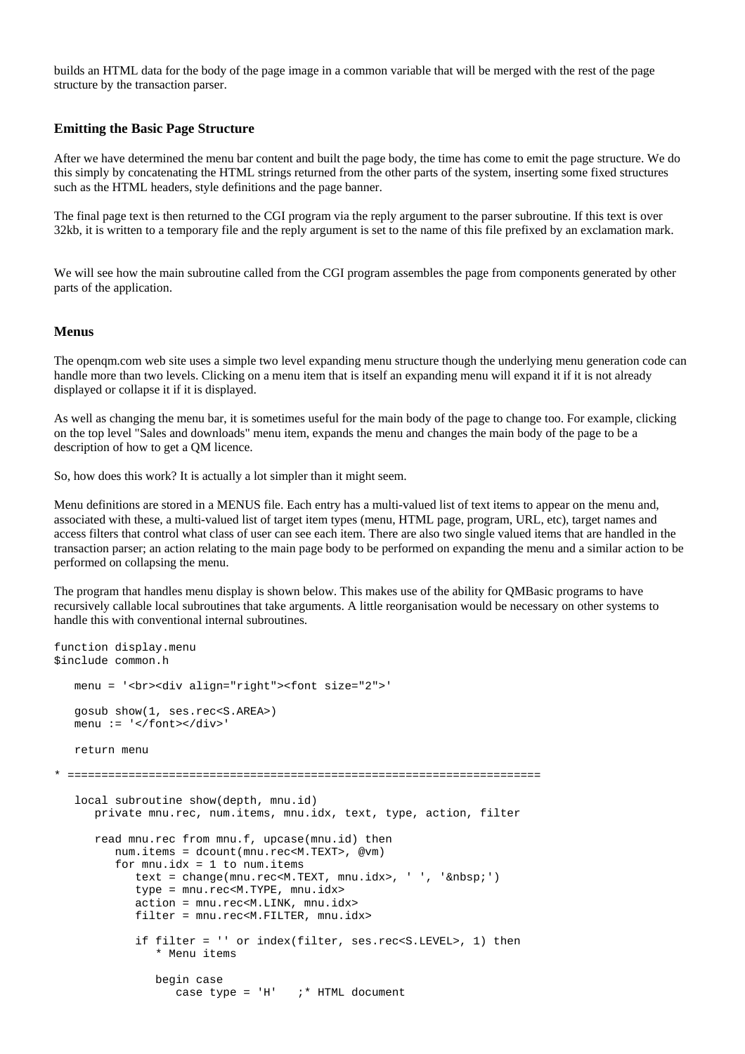builds an HTML data for the body of the page image in a common variable that will be merged with the rest of the page structure by the transaction parser.

### Emitting the Basic Page Structure

After we have determined the menu bar content and built the page body, the time has come to emit the page structure. We do this simply by concatenating the HTML strings returned from the other parts of the system, inserting some fixed structures such as the HTML headers, style definitions and the page banner.

The final page text is then returned to the CGI program via the reply argument to the parser subroutine. If this text is over 32kb, it is written to a temporary file and the reply argument is set to the name of this file prefixed by an exclamation mark.

We will see how the main subroutine called from the CGI program assembles the page from components generated by other parts of the application.

### Menus

The openqm.com web site uses a simple two level expanding menu structure though the underlying menu generation code can handle more than two levels. Clicking on a menu item that is itself an expanding menu will expand it if it is not already displayed or collapse it if it is displayed.

As well as changing the menu bar, it is sometimes useful for the main body of the page to change too. For example, clicking on the top level "Sales and downloads" menu item, expands the menu and changes the main body of the page to be a description of how to get a QM licence.

So, how does this work? It is actually a lot simpler than it might seem.

Menu definitions are stored in a MENUS file. Each entry has a multi-valued list of text items to appear on the menu and, associated with these, a multi-valued list of target item types (menu, HTML page, program, URL, etc), target names and access filters that control what class of user can see each item. There are also two single valued items that are handled in the transaction parser; an action relating to the main page body to be performed on expanding the menu and a similar action to be performed on collapsing the menu.

The program that handles menu display is shown below. This makes use of the ability for QMBasic programs to have recursively callable local subroutines that take arguments. A little reorganisation would be necessary on other systems to handle this with conventional internal subroutines.

```
function display.menu
$include common.h

   menu = '<br><div align="right"><font size="2">'

   gosub show(1, ses.rec<S.AREA>)
   menu := '</font></div>'

   return menu

* ======================================================================

   local subroutine show(depth, mnu.id)
      private mnu.rec, num.items, mnu.idx, text, type, action, filter

      read mnu.rec from mnu.f, upcase(mnu.id) then
         num.items = dcount(mnu.rec<M.TEXT>, @vm)
         for mnu.idx = 1 to num.items
            text = change(mnu.rec<M.TEXT, mnu.idx>, ' ', '&nbsp;')
            type = mnu.rec<M.TYPE, mnu.idx>
            action = mnu.rec<M.LINK, mnu.idx>
            filter = mnu.rec<M.FILTER, mnu.idx>

            if filter = '' or index(filter, ses.rec<S.LEVEL>, 1) then
               * Menu items

               begin case
                  case type = 'H'   ;* HTML document
```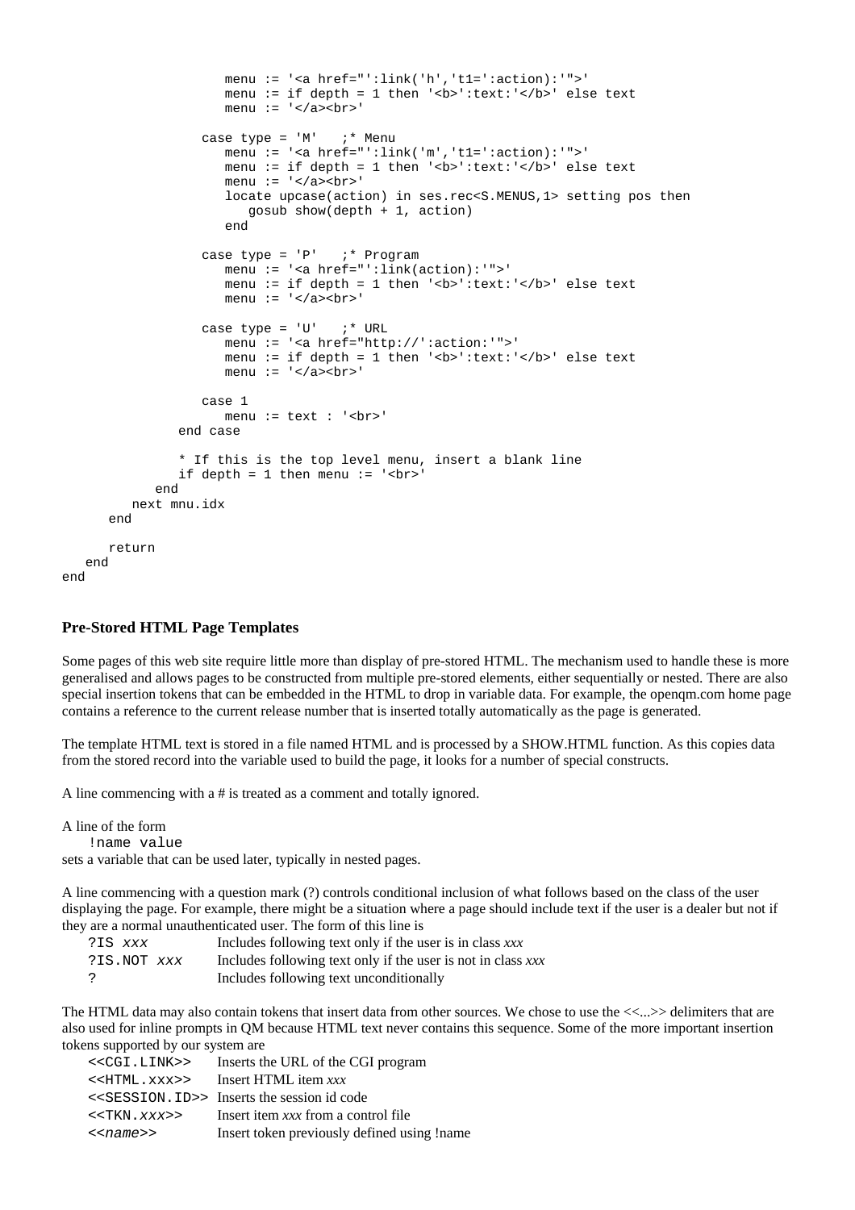```
                  menu := '<a href="':link('h','t1=':action):'">'
                  menu := if depth = 1 then '<b>':text:'</b>' else text
                  menu := '</a><br>'

               case type = 'M'   ;* Menu
                  menu := '<a href="':link('m','t1=':action):'">'
                  menu := if depth = 1 then '<b>':text:'</b>' else text
                  menu := '</a><br>'
                  locate upcase(action) in ses.rec<S.MENUS,1> setting pos then
                     gosub show(depth + 1, action)
                  end

               case type = 'P'   ;* Program
                  menu := '<a href="':link(action):'">'
                  menu := if depth = 1 then '<b>':text:'</b>' else text
                  menu := '</a><br>'

               case type = 'U'   ;* URL
                  menu := '<a href="http://':action:'">'
                  menu := if depth = 1 then '<b>':text:'</b>' else text
                  menu := '</a><br>'

               case 1
                  menu := text : '<br>'
            end case

            * If this is the top level menu, insert a blank line
            if depth = 1 then menu := '<br>'
         end
      next mnu.idx
   end

   return
end
end
```

### Pre-Stored HTML Page Templates

Some pages of this web site require little more than display of pre-stored HTML. The mechanism used to handle these is more generalised and allows pages to be constructed from multiple pre-stored elements, either sequentially or nested. There are also special insertion tokens that can be embedded in the HTML to drop in variable data. For example, the openqm.com home page contains a reference to the current release number that is inserted totally automatically as the page is generated.

The template HTML text is stored in a file named HTML and is processed by a SHOW.HTML function. As this copies data from the stored record into the variable used to build the page, it looks for a number of special constructs.

A line commencing with a # is treated as a comment and totally ignored.

A line of the form

```
!name value
```

sets a variable that can be used later, typically in nested pages.

A line commencing with a question mark (?) controls conditional inclusion of what follows based on the class of the user displaying the page. For example, there might be a situation where a page should include text if the user is a dealer but not if they are a normal unauthenticated user. The form of this line is

| | |
|---|---|
| `?IS` *xxx* | Includes following text only if the user is in class *xxx* |
| `?IS.NOT` *xxx* | Includes following text only if the user is not in class *xxx* |
| `?` | Includes following text unconditionally |

The HTML data may also contain tokens that insert data from other sources. We chose to use the <<...>> delimiters that are also used for inline prompts in QM because HTML text never contains this sequence. Some of the more important insertion tokens supported by our system are

| | |
|---|---|
| `<<CGI.LINK>>` | Inserts the URL of the CGI program |
| `<<HTML.xxx>>` | Insert HTML item *xxx* |
| `<<SESSION.ID>>` | Inserts the session id code |
| `<<TKN.`*xxx*`>>` | Insert item *xxx* from a control file |
| `<<`*name*`>>` | Insert token previously defined using !name |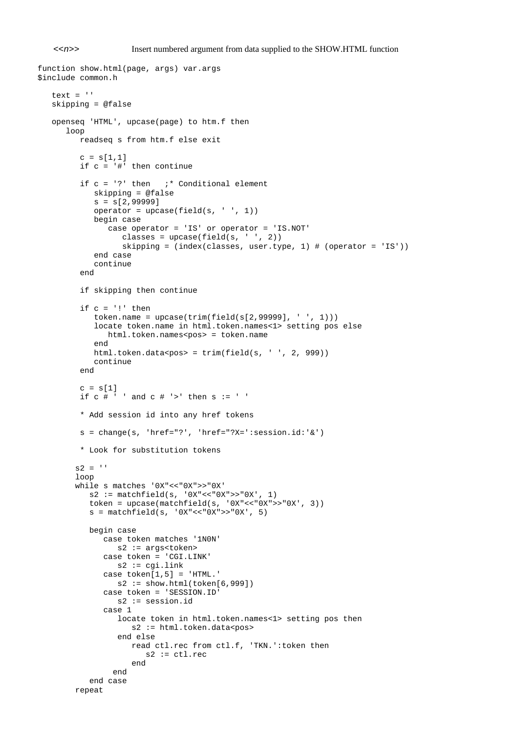*<<n>>* Insert numbered argument from data supplied to the SHOW.HTML function

```
function show.html(page, args) var.args
$include common.h

   text = ''
   skipping = @false

   openseq 'HTML', upcase(page) to htm.f then
      loop
         readseq s from htm.f else exit

         c = s[1,1]
         if c = '#' then continue

         if c = '?' then   ;* Conditional element
            skipping = @false
            s = s[2,99999]
            operator = upcase(field(s, ' ', 1))
            begin case
               case operator = 'IS' or operator = 'IS.NOT'
                  classes = upcase(field(s, ' ', 2))
                  skipping = (index(classes, user.type, 1) # (operator = 'IS'))
            end case
            continue
         end

         if skipping then continue

         if c = '!' then
            token.name = upcase(trim(field(s[2,99999], ' ', 1)))
            locate token.name in html.token.names<1> setting pos else
               html.token.names<pos> = token.name
            end
            html.token.data<pos> = trim(field(s, ' ', 2, 999))
            continue
         end

         c = s[1]
         if c # ' ' and c # '>' then s := ' '

         * Add session id into any href tokens

         s = change(s, 'href="?', 'href="?X=':session.id:'&')

         * Look for substitution tokens

        s2 = ''
        loop
        while s matches '0X"<<"0X">>"0X'
           s2 := matchfield(s, '0X"<<"0X">>"0X', 1)
           token = upcase(matchfield(s, '0X"<<"0X">>"0X', 3))
           s = matchfield(s, '0X"<<"0X">>"0X', 5)

           begin case
              case token matches '1N0N'
                 s2 := args<token>
              case token = 'CGI.LINK'
                 s2 := cgi.link
              case token[1,5] = 'HTML.'
                 s2 := show.html(token[6,999])
              case token = 'SESSION.ID'
                 s2 := session.id
              case 1
                 locate token in html.token.names<1> setting pos then
                    s2 := html.token.data<pos>
                 end else
                    read ctl.rec from ctl.f, 'TKN.':token then
                       s2 := ctl.rec
                    end
                end
           end case
        repeat
```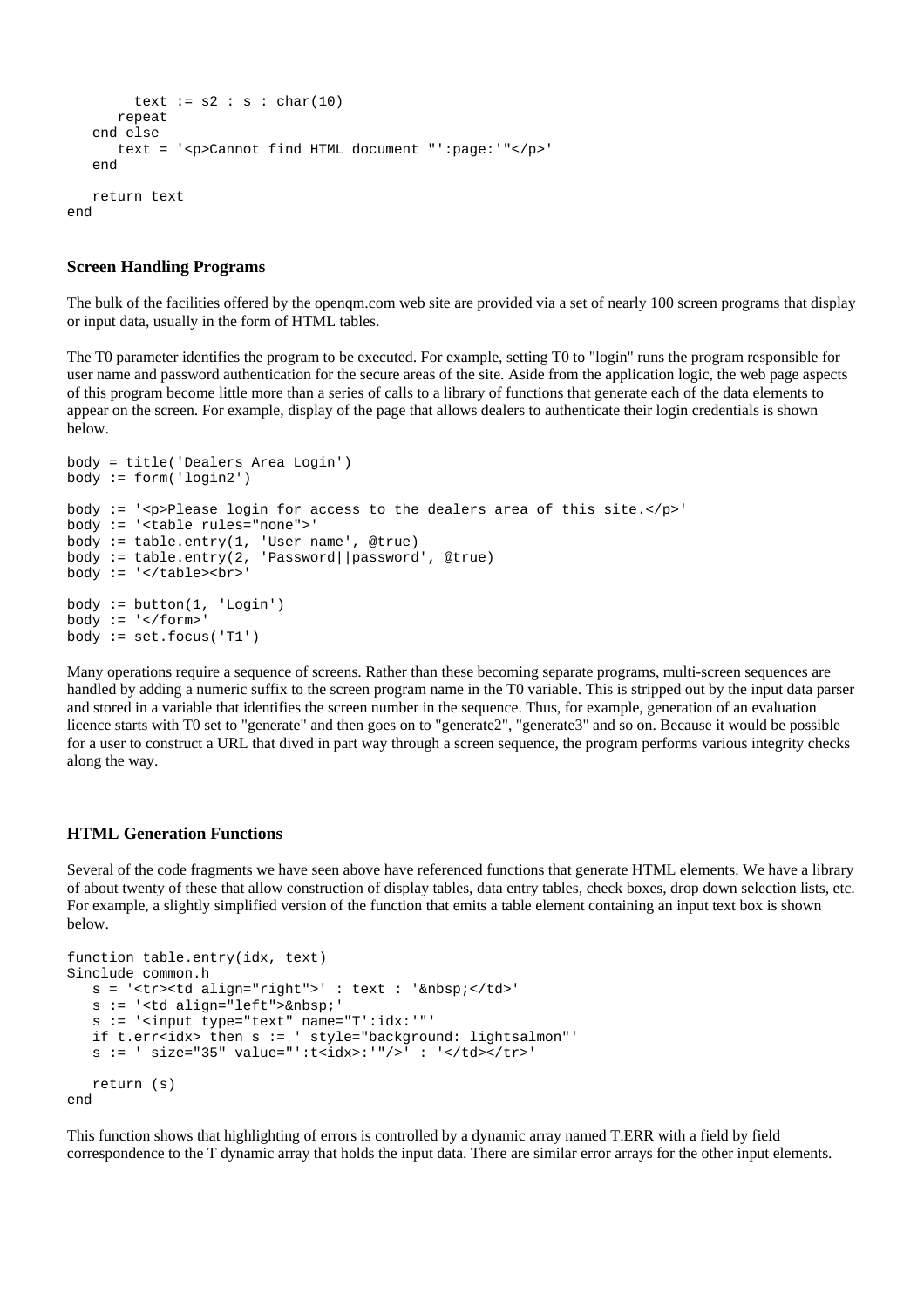```
        text := s2 : s : char(10)
      repeat
   end else
      text = '<p>Cannot find HTML document "':page:'"</p>'
   end

   return text
end
```

### Screen Handling Programs

The bulk of the facilities offered by the openqm.com web site are provided via a set of nearly 100 screen programs that display or input data, usually in the form of HTML tables.

The T0 parameter identifies the program to be executed. For example, setting T0 to "login" runs the program responsible for user name and password authentication for the secure areas of the site. Aside from the application logic, the web page aspects of this program become little more than a series of calls to a library of functions that generate each of the data elements to appear on the screen. For example, display of the page that allows dealers to authenticate their login credentials is shown below.

```
body = title('Dealers Area Login')
body := form('login2')

body := '<p>Please login for access to the dealers area of this site.</p>'
body := '<table rules="none">'
body := table.entry(1, 'User name', @true)
body := table.entry(2, 'Password||password', @true)
body := '</table><br>'

body := button(1, 'Login')
body := '</form>'
body := set.focus('T1')
```

Many operations require a sequence of screens. Rather than these becoming separate programs, multi-screen sequences are handled by adding a numeric suffix to the screen program name in the T0 variable. This is stripped out by the input data parser and stored in a variable that identifies the screen number in the sequence. Thus, for example, generation of an evaluation licence starts with T0 set to "generate" and then goes on to "generate2", "generate3" and so on. Because it would be possible for a user to construct a URL that dived in part way through a screen sequence, the program performs various integrity checks along the way.

### HTML Generation Functions

Several of the code fragments we have seen above have referenced functions that generate HTML elements. We have a library of about twenty of these that allow construction of display tables, data entry tables, check boxes, drop down selection lists, etc. For example, a slightly simplified version of the function that emits a table element containing an input text box is shown below.

```
function table.entry(idx, text)
$include common.h
   s = '<tr><td align="right">' : text : '&nbsp;</td>'
   s := '<td align="left">&nbsp;'
   s := '<input type="text" name="T':idx:'"'
   if t.err<idx> then s := ' style="background: lightsalmon"'
   s := ' size="35" value="':t<idx>:'"/>' : '</td></tr>'

   return (s)
end
```

This function shows that highlighting of errors is controlled by a dynamic array named T.ERR with a field by field correspondence to the T dynamic array that holds the input data. There are similar error arrays for the other input elements.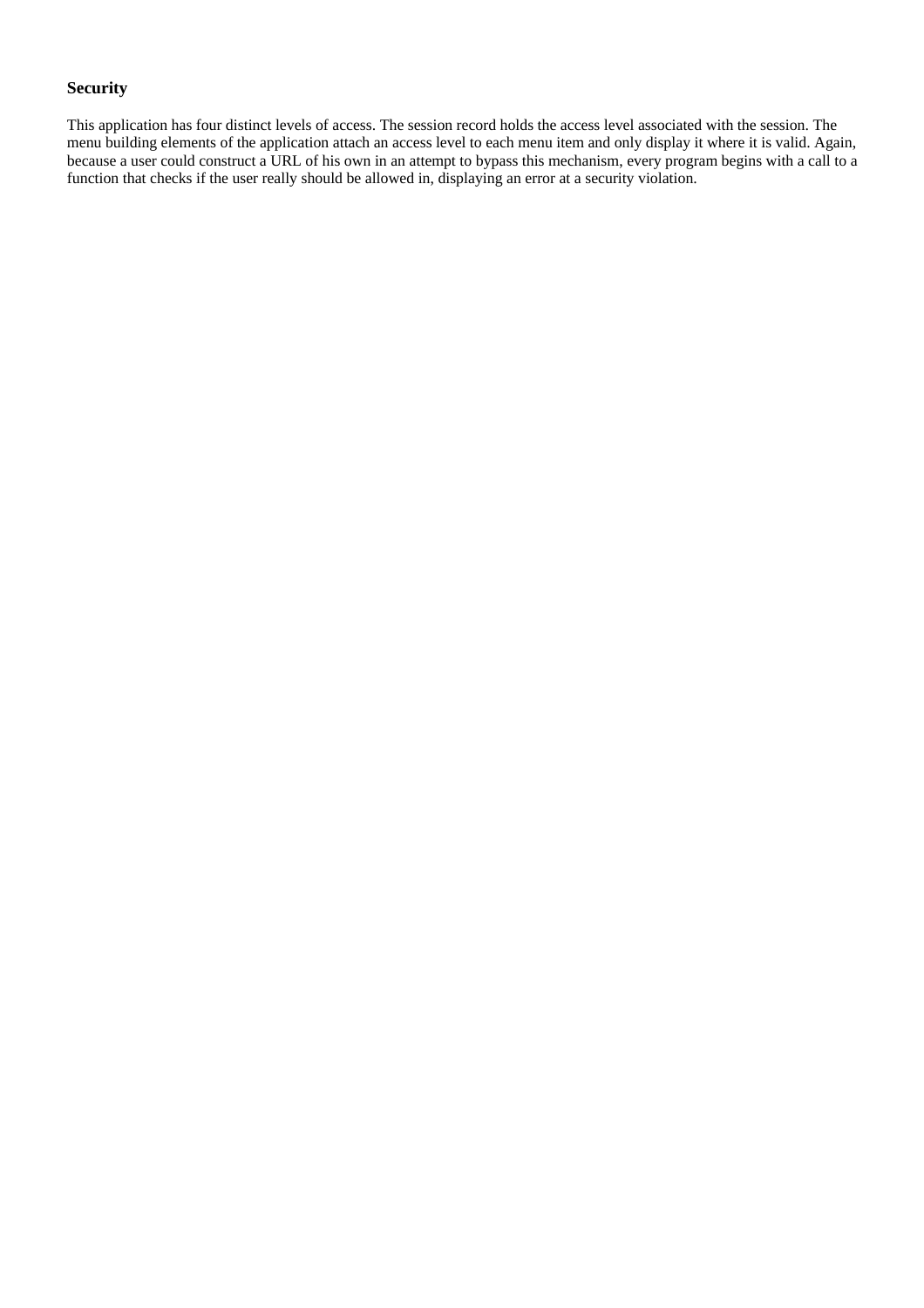### Security

This application has four distinct levels of access. The session record holds the access level associated with the session. The menu building elements of the application attach an access level to each menu item and only display it where it is valid. Again, because a user could construct a URL of his own in an attempt to bypass this mechanism, every program begins with a call to a function that checks if the user really should be allowed in, displaying an error at a security violation.